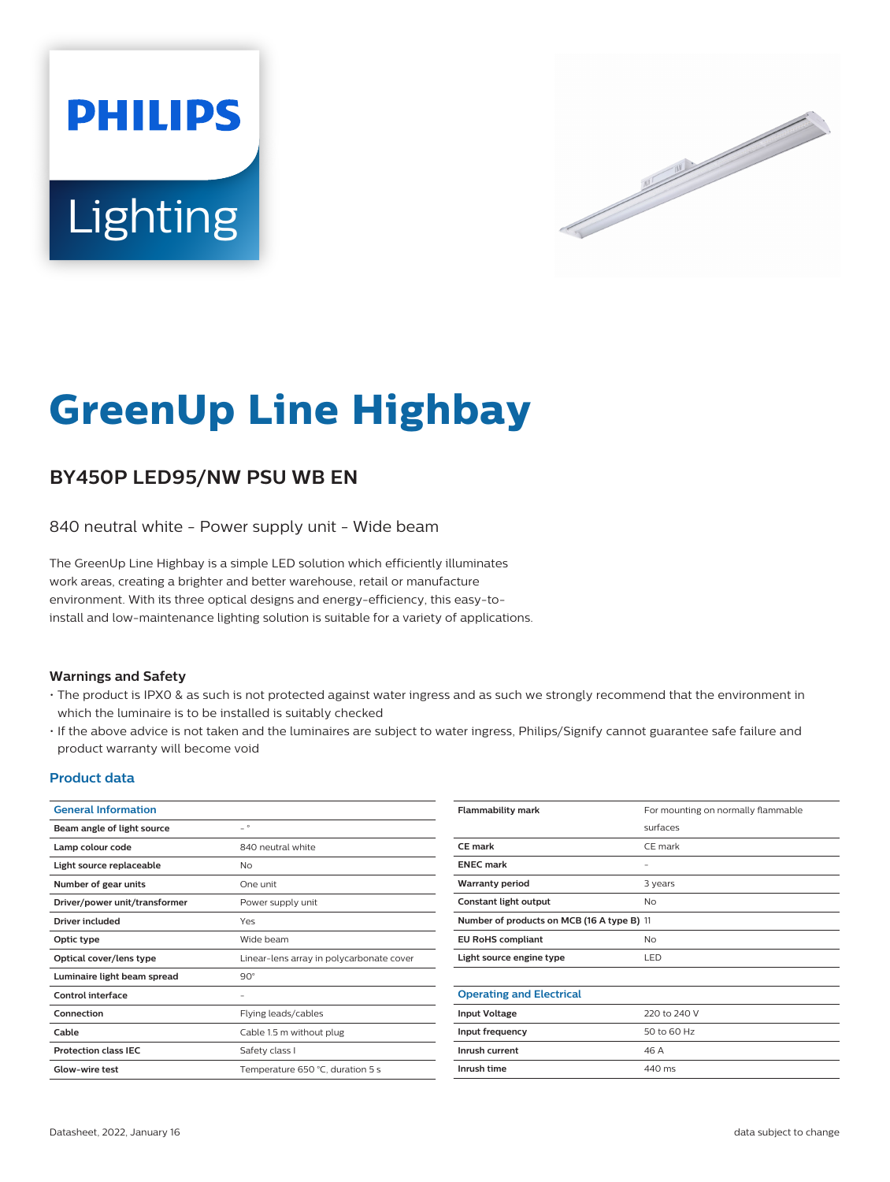# GreenUp Line Highbay

## BY450P LED95/NW PSU WB EN

840 neutral white - Power supply unit - Wide beam

The GreenUp Line Highbay is a simple LED solution which efficiently illuminates work areas, creating a brighter and better warehouse, retail or manufacture environment. With its three optical designs and energy-efficiency, this easy-to-install and low-maintenance lighting solution is suitable for a variety of applications.

### Warnings and Safety

- The product is IPX0 & as such is not protected against water ingress and as such we strongly recommend that the environment in which the luminaire is to be installed is suitably checked
- If the above advice is not taken and the luminaires are subject to water ingress, Philips/Signify cannot guarantee safe failure and product warranty will become void

### Product data

| General Information | |
|---|---|
| Beam angle of light source | - ° |
| Lamp colour code | 840 neutral white |
| Light source replaceable | No |
| Number of gear units | One unit |
| Driver/power unit/transformer | Power supply unit |
| Driver included | Yes |
| Optic type | Wide beam |
| Optical cover/lens type | Linear-lens array in polycarbonate cover |
| Luminaire light beam spread | 90° |
| Control interface | - |
| Connection | Flying leads/cables |
| Cable | Cable 1.5 m without plug |
| Protection class IEC | Safety class I |
| Glow-wire test | Temperature 650 °C, duration 5 s |
| Flammability mark | For mounting on normally flammable surfaces |
| CE mark | CE mark |
| ENEC mark | - |
| Warranty period | 3 years |
| Constant light output | No |
| Number of products on MCB (16 A type B) | 11 |
| EU RoHS compliant | No |
| Light source engine type | LED |

| Operating and Electrical | |
|---|---|
| Input Voltage | 220 to 240 V |
| Input frequency | 50 to 60 Hz |
| Inrush current | 46 A |
| Inrush time | 440 ms |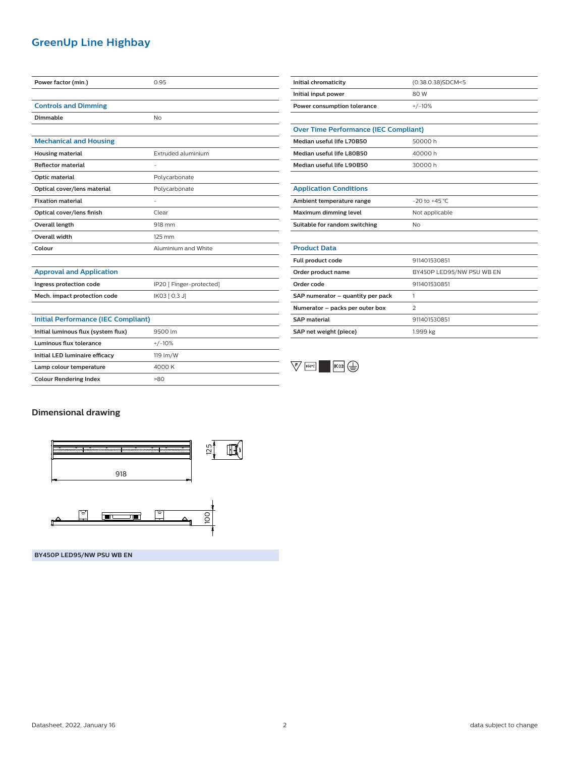## GreenUp Line Highbay

| | |
|---|---|
| **Power factor (min.)** | 0.95 |

| Controls and Dimming | |
|---|---|
| **Dimmable** | No |

| Mechanical and Housing | |
|---|---|
| **Housing material** | Extruded aluminium |
| **Reflector material** | - |
| **Optic material** | Polycarbonate |
| **Optical cover/lens material** | Polycarbonate |
| **Fixation material** | - |
| **Optical cover/lens finish** | Clear |
| **Overall length** | 918 mm |
| **Overall width** | 125 mm |
| **Colour** | Aluminium and White |

| Approval and Application | |
|---|---|
| **Ingress protection code** | IP20 [ Finger-protected] |
| **Mech. impact protection code** | IK03 [ 0.3 J] |

| Initial Performance (IEC Compliant) | |
|---|---|
| **Initial luminous flux (system flux)** | 9500 lm |
| **Luminous flux tolerance** | +/-10% |
| **Initial LED luminaire efficacy** | 119 lm/W |
| **Lamp colour temperature** | 4000 K |
| **Colour Rendering Index** | >80 |
| **Initial chromaticity** | (0.38,0.38)SDCM<5 |
| **Initial input power** | 80 W |
| **Power consumption tolerance** | +/-10% |

| Over Time Performance (IEC Compliant) | |
|---|---|
| **Median useful life L70B50** | 50000 h |
| **Median useful life L80B50** | 40000 h |
| **Median useful life L90B50** | 30000 h |

| Application Conditions | |
|---|---|
| **Ambient temperature range** | -20 to +45 °C |
| **Maximum dimming level** | Not applicable |
| **Suitable for random switching** | No |

| Product Data | |
|---|---|
| **Full product code** | 911401530851 |
| **Order product name** | BY450P LED95/NW PSU WB EN |
| **Order code** | 911401530851 |
| **SAP numerator – quantity per pack** | 1 |
| **Numerator – packs per outer box** | 2 |
| **SAP material** | 911401530851 |
| **SAP net weight (piece)** | 1.999 kg |

## Dimensional drawing

918

125

100

**BY450P LED95/NW PSU WB EN**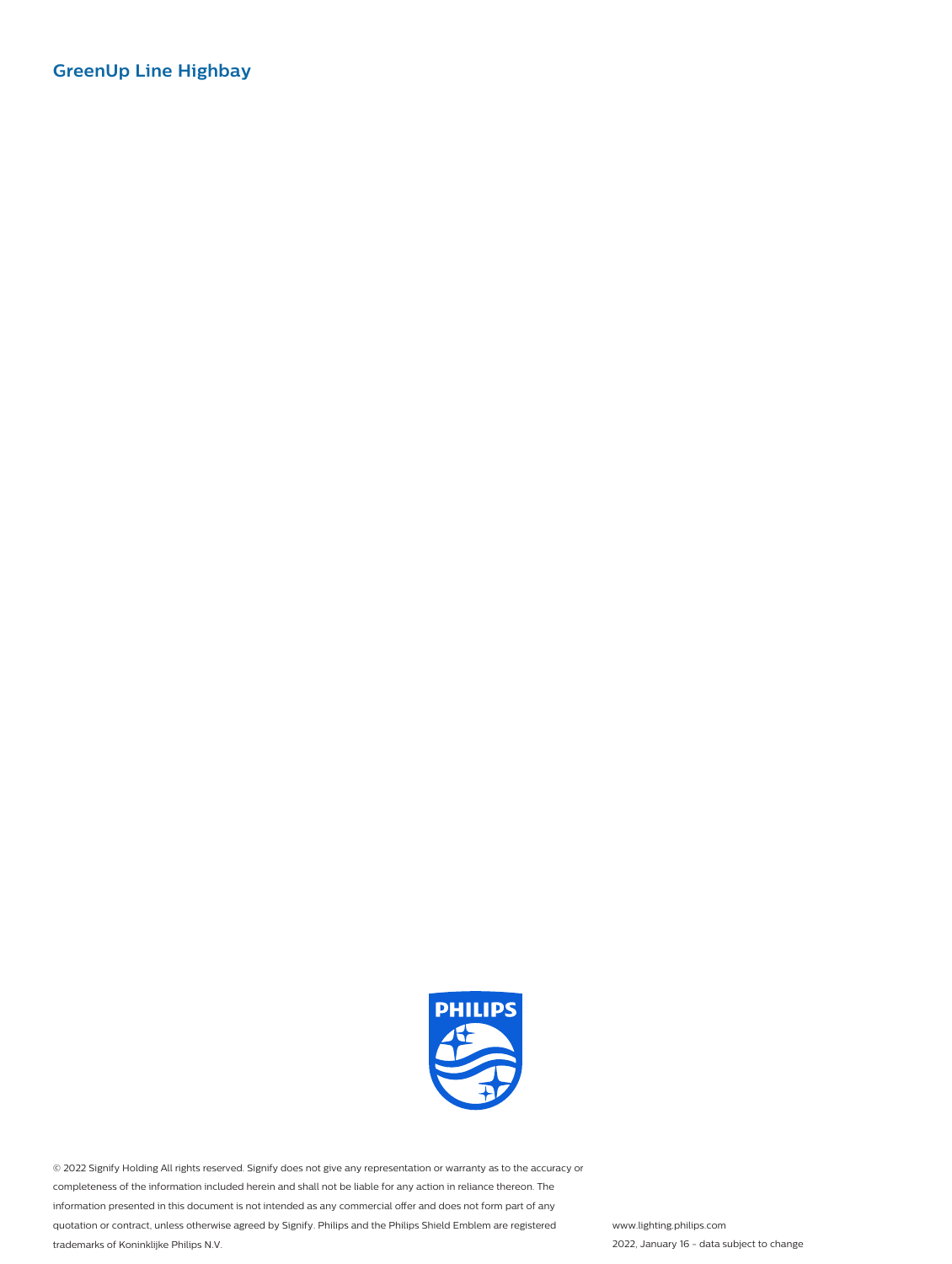© 2022 Signify Holding All rights reserved. Signify does not give any representation or warranty as to the accuracy or completeness of the information included herein and shall not be liable for any action in reliance thereon. The information presented in this document is not intended as any commercial offer and does not form part of any quotation or contract, unless otherwise agreed by Signify. Philips and the Philips Shield Emblem are registered trademarks of Koninklijke Philips N.V.

www.lighting.philips.com

2022, January 16 - data subject to change